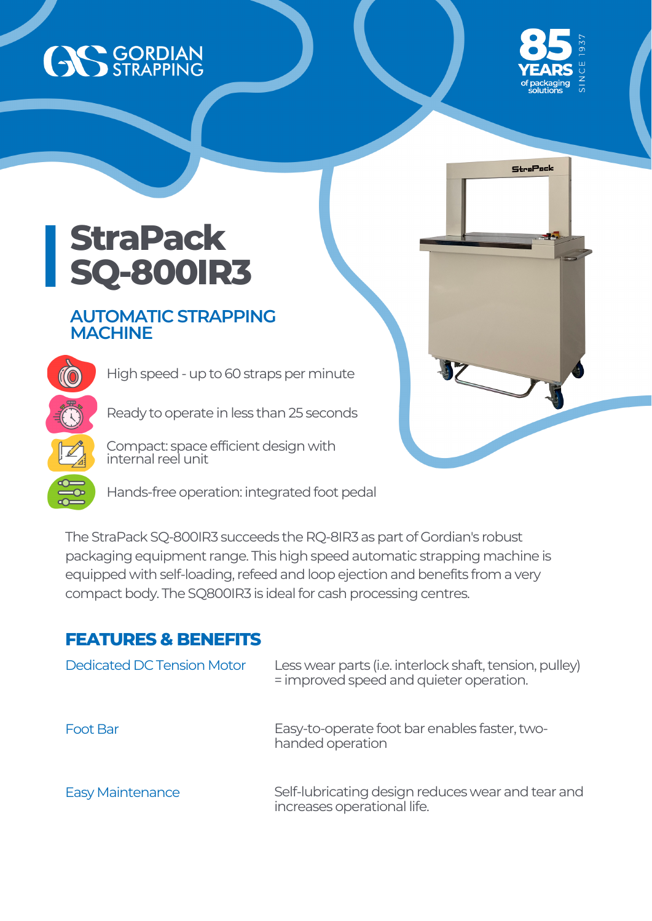GORDIAN STRAPPING

85 YEARS of packaging solutions SINCE 1937

# StraPack SQ-800IR3

## AUTOMATIC STRAPPING MACHINE

- High speed - up to 60 straps per minute
- Ready to operate in less than 25 seconds
- Compact: space efficient design with internal reel unit
- Hands-free operation: integrated foot pedal

The StraPack SQ-800IR3 succeeds the RQ-8IR3 as part of Gordian's robust packaging equipment range. This high speed automatic strapping machine is equipped with self-loading, refeed and loop ejection and benefits from a very compact body. The SQ800IR3 is ideal for cash processing centres.

## FEATURES & BENEFITS

| | |
|---|---|
| Dedicated DC Tension Motor | Less wear parts (i.e. interlock shaft, tension, pulley) = improved speed and quieter operation. |
| Foot Bar | Easy-to-operate foot bar enables faster, two-handed operation |
| Easy Maintenance | Self-lubricating design reduces wear and tear and increases operational life. |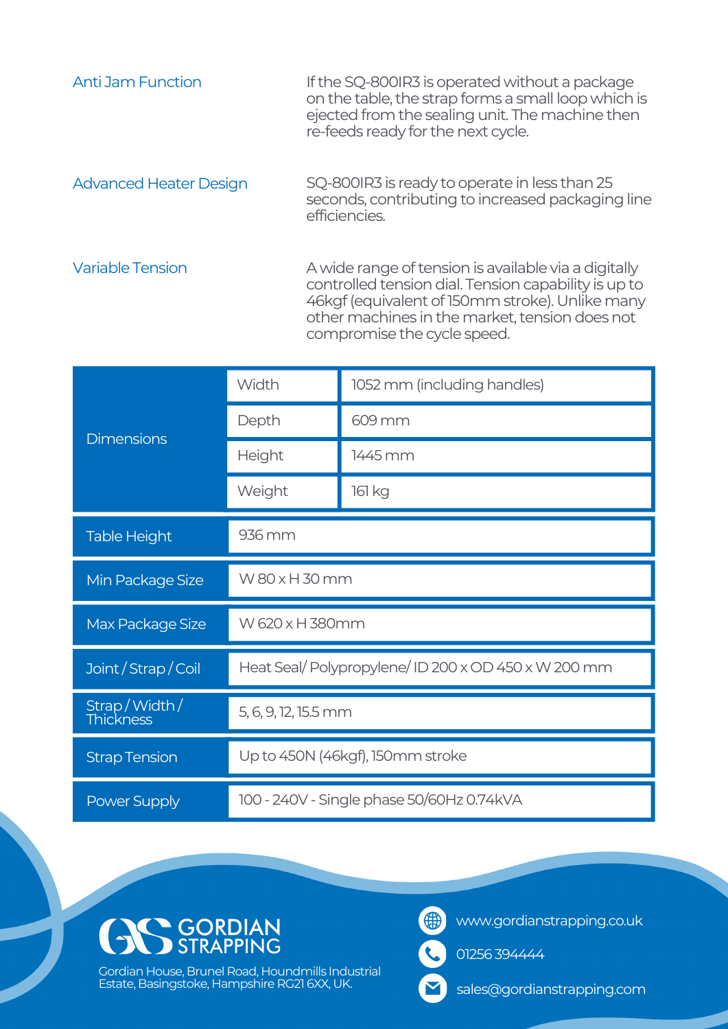**Anti Jam Function**

If the SQ-800IR3 is operated without a package on the table, the strap forms a small loop which is ejected from the sealing unit. The machine then re-feeds ready for the next cycle.

**Advanced Heater Design**

SQ-800IR3 is ready to operate in less than 25 seconds, contributing to increased packaging line efficiencies.

**Variable Tension**

A wide range of tension is available via a digitally controlled tension dial. Tension capability is up to 46kgf (equivalent of 150mm stroke). Unlike many other machines in the market, tension does not compromise the cycle speed.

| | | |
|---|---|---|
| Dimensions | Width | 1052 mm (including handles) |
| | Depth | 609 mm |
| | Height | 1445 mm |
| | Weight | 161 kg |
| Table Height | 936 mm | |
| Min Package Size | W 80 x H 30 mm | |
| Max Package Size | W 620 x H 380mm | |
| Joint / Strap / Coil | Heat Seal/ Polypropylene/ ID 200 x OD 450 x W 200 mm | |
| Strap / Width / Thickness | 5, 6, 9, 12, 15.5 mm | |
| Strap Tension | Up to 450N (46kgf), 150mm stroke | |
| Power Supply | 100 - 240V - Single phase 50/60Hz 0.74kVA | |

GORDIAN STRAPPING

Gordian House, Brunel Road, Houndmills Industrial Estate, Basingstoke, Hampshire RG21 6XX, UK.

www.gordianstrapping.co.uk

01256 394444

sales@gordianstrapping.com